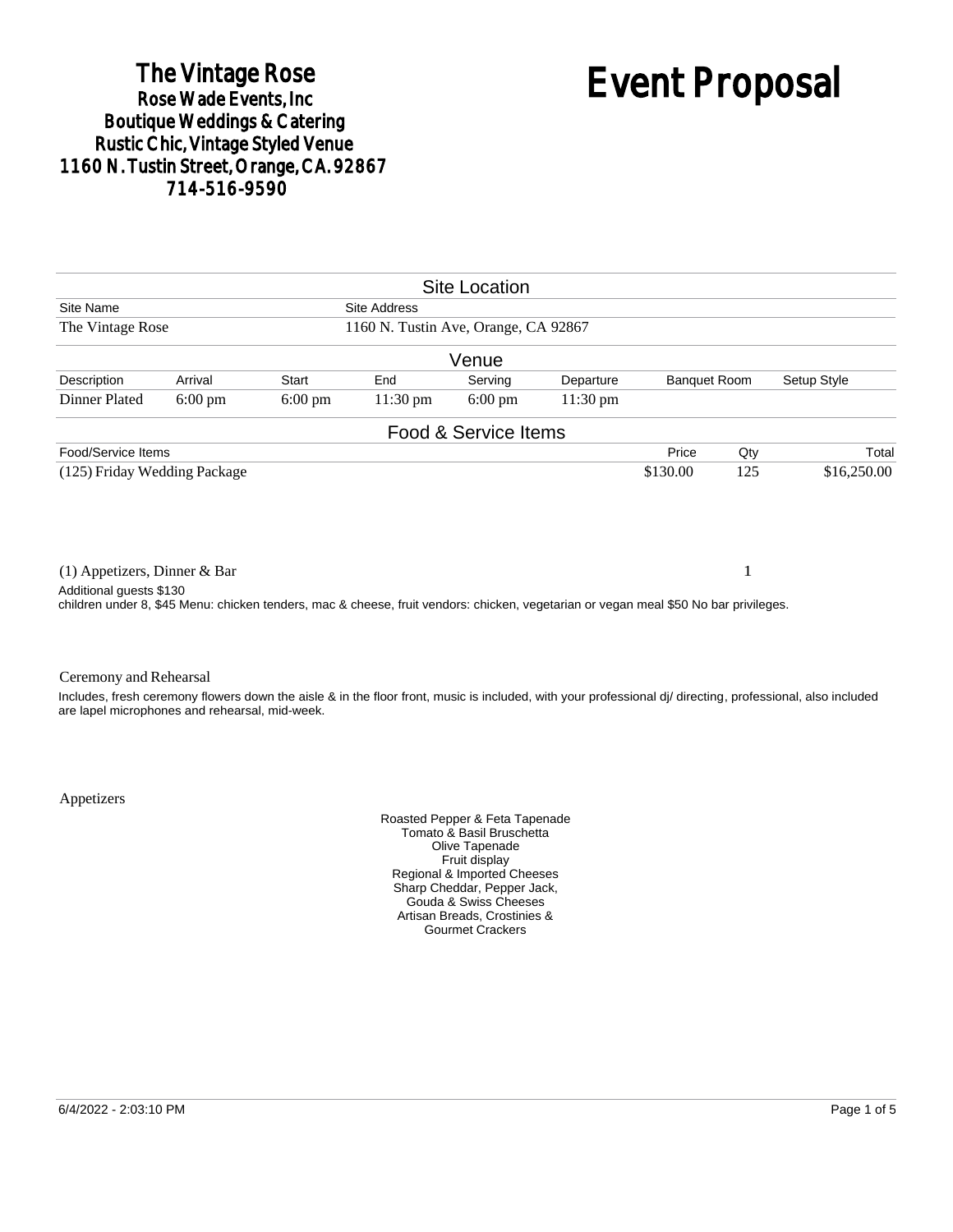# The Vintage Rose

**Rose Wade Events, Inc**
**Boutique Weddings & Catering**
**Rustic Chic, Vintage Styled Venue**
**1160 N. Tustin Street, Orange, CA. 92867**
**714-516-9590**

# Event Proposal

## Site Location

| Site Name | Site Address |
|---|---|
| The Vintage Rose | 1160 N. Tustin Ave, Orange, CA 92867 |

## Venue

| Description | Arrival | Start | End | Serving | Departure | Banquet Room | Setup Style |
|---|---|---|---|---|---|---|---|
| Dinner Plated | 6:00 pm | 6:00 pm | 11:30 pm | 6:00 pm | 11:30 pm | | |

## Food & Service Items

| Food/Service Items | Price | Qty | Total |
|---|---|---|---|
| (125) Friday Wedding Package | $130.00 | 125 | $16,250.00 |
| (1) Appetizers, Dinner & Bar | | 1 | |

Additional guests $130
children under 8, $45 Menu: chicken tenders, mac & cheese, fruit vendors: chicken, vegetarian or vegan meal $50 No bar privileges.

Ceremony and Rehearsal

Includes, fresh ceremony flowers down the aisle & in the floor front, music is included, with your professional dj/ directing, professional, also included are lapel microphones and rehearsal, mid-week.

Appetizers

Roasted Pepper & Feta Tapenade
Tomato & Basil Bruschetta
Olive Tapenade
Fruit display
Regional & Imported Cheeses
Sharp Cheddar, Pepper Jack,
Gouda & Swiss Cheeses
Artisan Breads, Crostinies &
Gourmet Crackers

6/4/2022 - 2:03:10 PM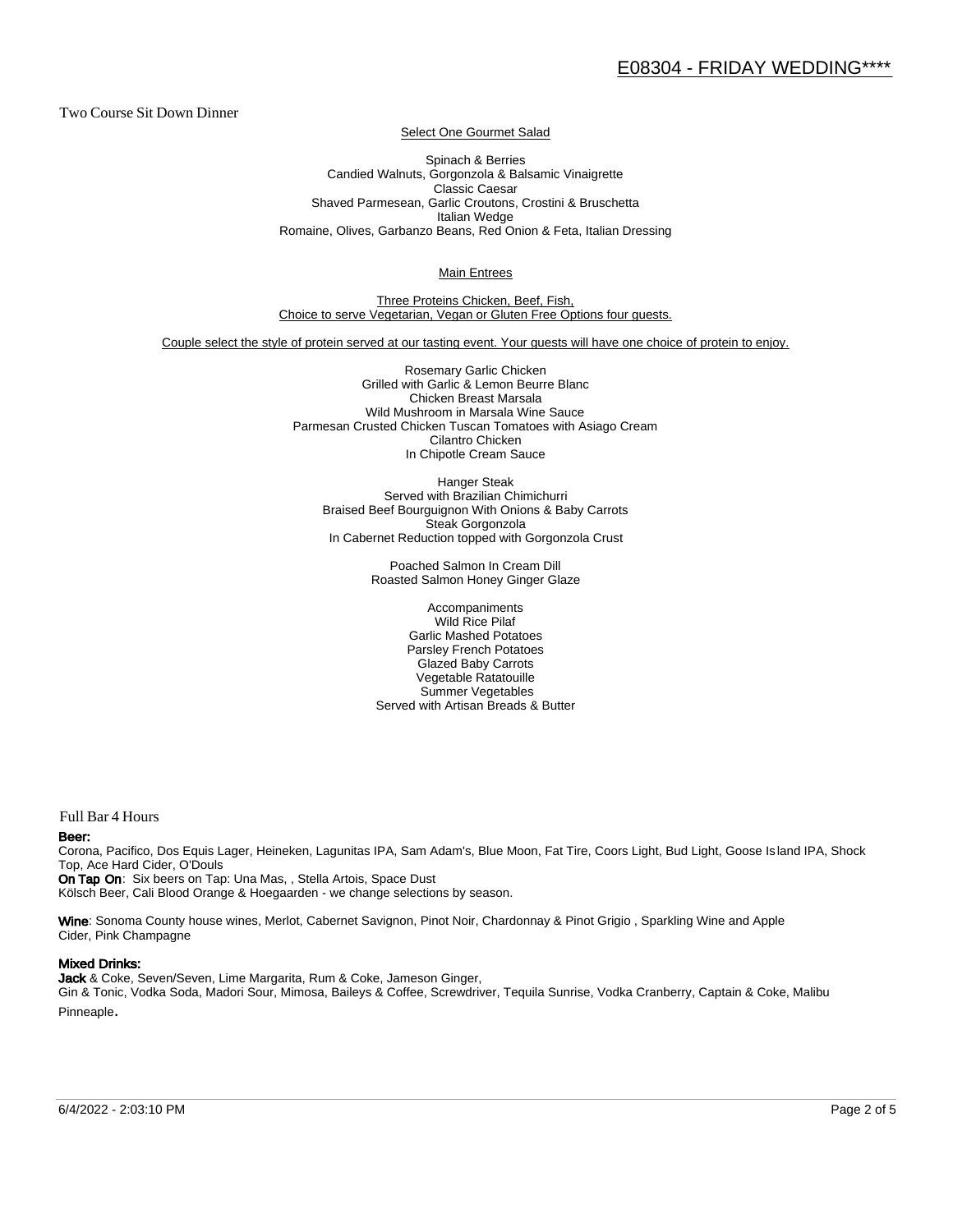# E08304 - FRIDAY WEDDING****

## Two Course Sit Down Dinner

Select One Gourmet Salad

Spinach & Berries
Candied Walnuts, Gorgonzola & Balsamic Vinaigrette
Classic Caesar
Shaved Parmesean, Garlic Croutons, Crostini & Bruschetta
Italian Wedge
Romaine, Olives, Garbanzo Beans, Red Onion & Feta, Italian Dressing

Main Entrees

Three Proteins Chicken, Beef, Fish,
Choice to serve Vegetarian, Vegan or Gluten Free Options four guests.

Couple select the style of protein served at our tasting event. Your guests will have one choice of protein to enjoy.

Rosemary Garlic Chicken
Grilled with Garlic & Lemon Beurre Blanc
Chicken Breast Marsala
Wild Mushroom in Marsala Wine Sauce
Parmesan Crusted Chicken Tuscan Tomatoes with Asiago Cream
Cilantro Chicken
In Chipotle Cream Sauce

Hanger Steak
Served with Brazilian Chimichurri
Braised Beef Bourguignon With Onions & Baby Carrots
Steak Gorgonzola
In Cabernet Reduction topped with Gorgonzola Crust

Poached Salmon In Cream Dill
Roasted Salmon Honey Ginger Glaze

Accompaniments
Wild Rice Pilaf
Garlic Mashed Potatoes
Parsley French Potatoes
Glazed Baby Carrots
Vegetable Ratatouille
Summer Vegetables
Served with Artisan Breads & Butter

## Full Bar 4 Hours

**Beer:**
Corona, Pacifico, Dos Equis Lager, Heineken, Lagunitas IPA, Sam Adam's, Blue Moon, Fat Tire, Coors Light, Bud Light, Goose Island IPA, Shock Top, Ace Hard Cider, O'Douls
**On Tap On**: Six beers on Tap: Una Mas, , Stella Artois, Space Dust
Kölsch Beer, Cali Blood Orange & Hoegaarden - we change selections by season.

**Wine**: Sonoma County house wines, Merlot, Cabernet Savignon, Pinot Noir, Chardonnay & Pinot Grigio , Sparkling Wine and Apple Cider, Pink Champagne

**Mixed Drinks:**
**Jack** & Coke, Seven/Seven, Lime Margarita, Rum & Coke, Jameson Ginger,
Gin & Tonic, Vodka Soda, Madori Sour, Mimosa, Baileys & Coffee, Screwdriver, Tequila Sunrise, Vodka Cranberry, Captain & Coke, Malibu Pinneaple.

6/4/2022 - 2:03:10 PM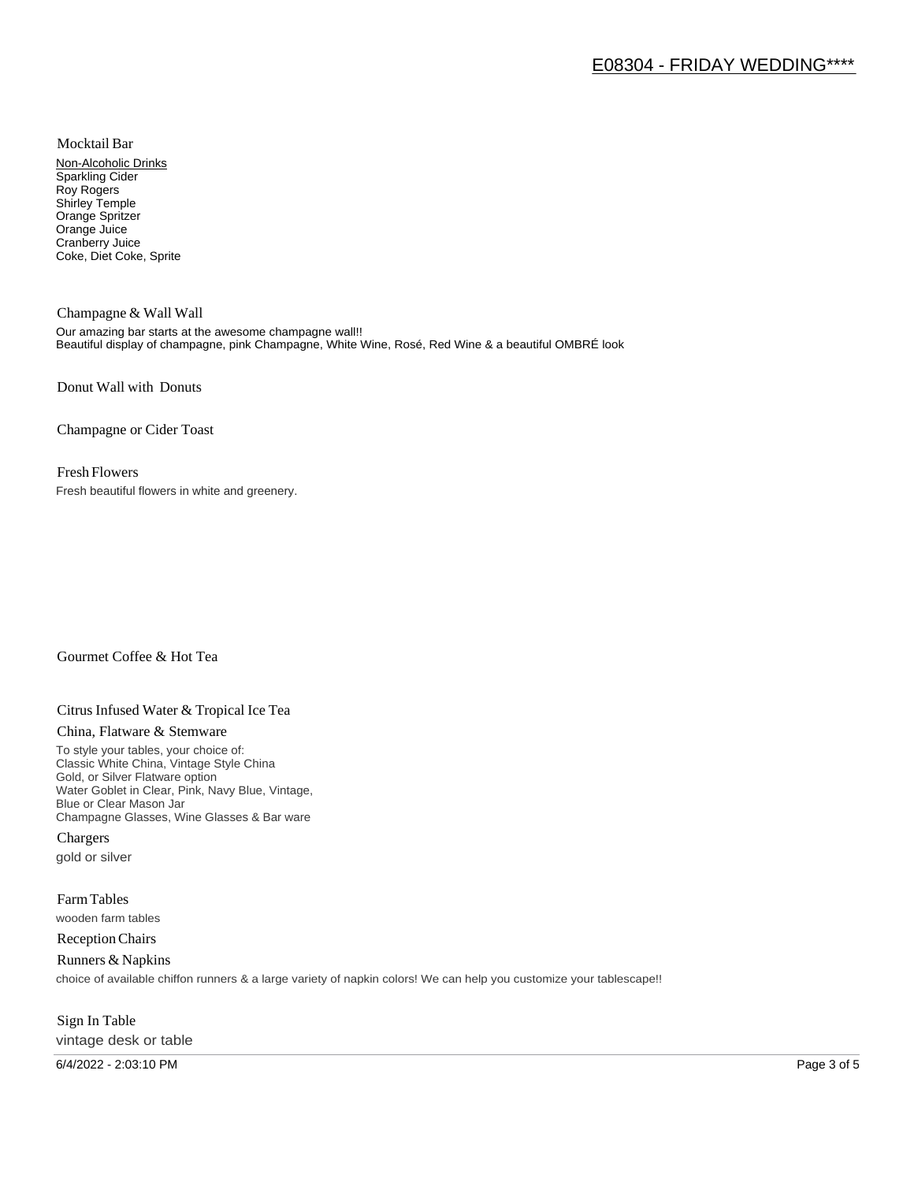### Mocktail Bar

Non-Alcoholic Drinks
Sparkling Cider
Roy Rogers
Shirley Temple
Orange Spritzer
Orange Juice
Cranberry Juice
Coke, Diet Coke, Sprite

### Champagne & Wall Wall

Our amazing bar starts at the awesome champagne wall!!
Beautiful display of champagne, pink Champagne, White Wine, Rosé, Red Wine & a beautiful OMBRÉ look

### Donut Wall with Donuts

### Champagne or Cider Toast

### Fresh Flowers

Fresh beautiful flowers in white and greenery.

### Gourmet Coffee & Hot Tea

### Citrus Infused Water & Tropical Ice Tea

### China, Flatware & Stemware

To style your tables, your choice of:
Classic White China, Vintage Style China
Gold, or Silver Flatware option
Water Goblet in Clear, Pink, Navy Blue, Vintage,
Blue or Clear Mason Jar
Champagne Glasses, Wine Glasses & Bar ware

### Chargers

gold or silver

### Farm Tables

wooden farm tables

### Reception Chairs

### Runners & Napkins

choice of available chiffon runners & a large variety of napkin colors! We can help you customize your tablescape!!

### Sign In Table

vintage desk or table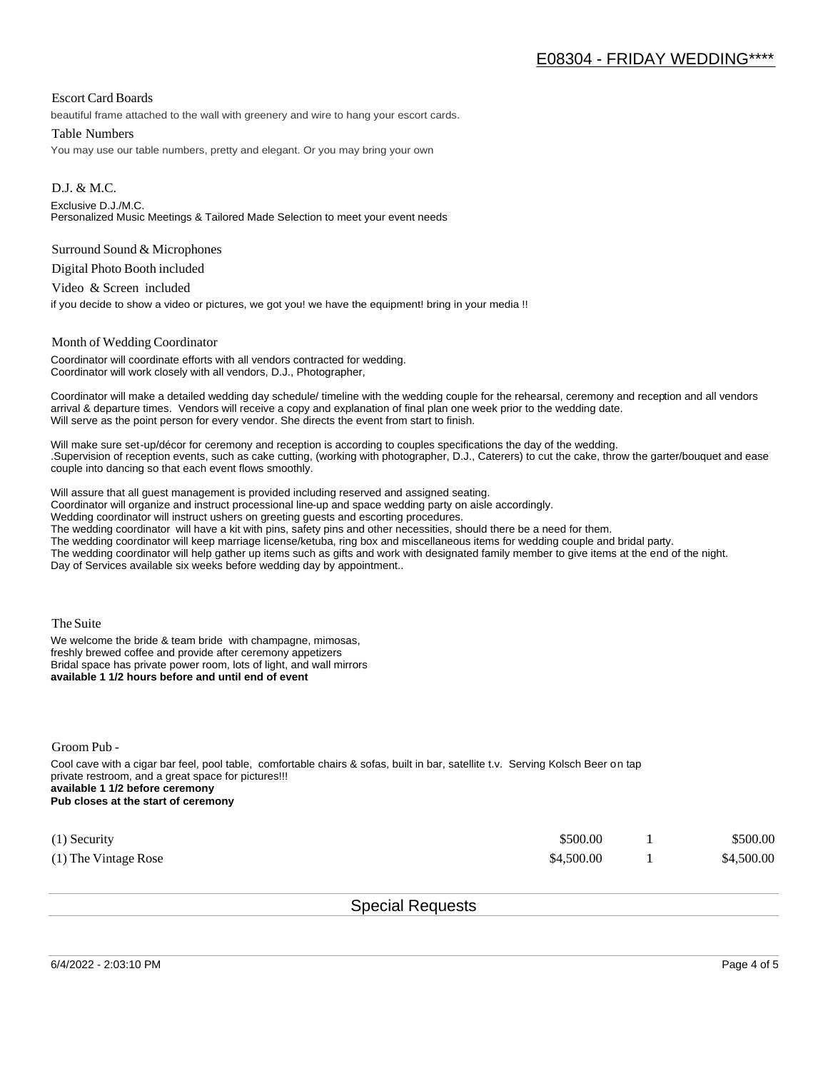## Escort Card Boards

beautiful frame attached to the wall with greenery and wire to hang your escort cards.

## Table Numbers

You may use our table numbers, pretty and elegant. Or you may bring your own

## D.J. & M.C.

Exclusive D.J./M.C.
Personalized Music Meetings & Tailored Made Selection to meet your event needs

## Surround Sound & Microphones

## Digital Photo Booth included

## Video & Screen included

if you decide to show a video or pictures, we got you! we have the equipment! bring in your media !!

## Month of Wedding Coordinator

Coordinator will coordinate efforts with all vendors contracted for wedding.
Coordinator will work closely with all vendors, D.J., Photographer,

Coordinator will make a detailed wedding day schedule/ timeline with the wedding couple for the rehearsal, ceremony and reception and all vendors arrival & departure times. Vendors will receive a copy and explanation of final plan one week prior to the wedding date.
Will serve as the point person for every vendor. She directs the event from start to finish.

Will make sure set-up/décor for ceremony and reception is according to couples specifications the day of the wedding.
.Supervision of reception events, such as cake cutting, (working with photographer, D.J., Caterers) to cut the cake, throw the garter/bouquet and ease couple into dancing so that each event flows smoothly.

Will assure that all guest management is provided including reserved and assigned seating.
Coordinator will organize and instruct processional line-up and space wedding party on aisle accordingly.
Wedding coordinator will instruct ushers on greeting guests and escorting procedures.
The wedding coordinator will have a kit with pins, safety pins and other necessities, should there be a need for them.
The wedding coordinator will keep marriage license/ketuba, ring box and miscellaneous items for wedding couple and bridal party.
The wedding coordinator will help gather up items such as gifts and work with designated family member to give items at the end of the night.
Day of Services available six weeks before wedding day by appointment..

## The Suite

We welcome the bride & team bride with champagne, mimosas,
freshly brewed coffee and provide after ceremony appetizers
Bridal space has private power room, lots of light, and wall mirrors
**available 1 1/2 hours before and until end of event**

## Groom Pub -

Cool cave with a cigar bar feel, pool table, comfortable chairs & sofas, built in bar, satellite t.v. Serving Kolsch Beer on tap
private restroom, and a great space for pictures!!!
**available 1 1/2 before ceremony**
**Pub closes at the start of ceremony**

| Item | Price | Qty | Total |
|---|---|---|---|
| (1) Security | $500.00 | 1 | $500.00 |
| (1) The Vintage Rose | $4,500.00 | 1 | $4,500.00 |

## Special Requests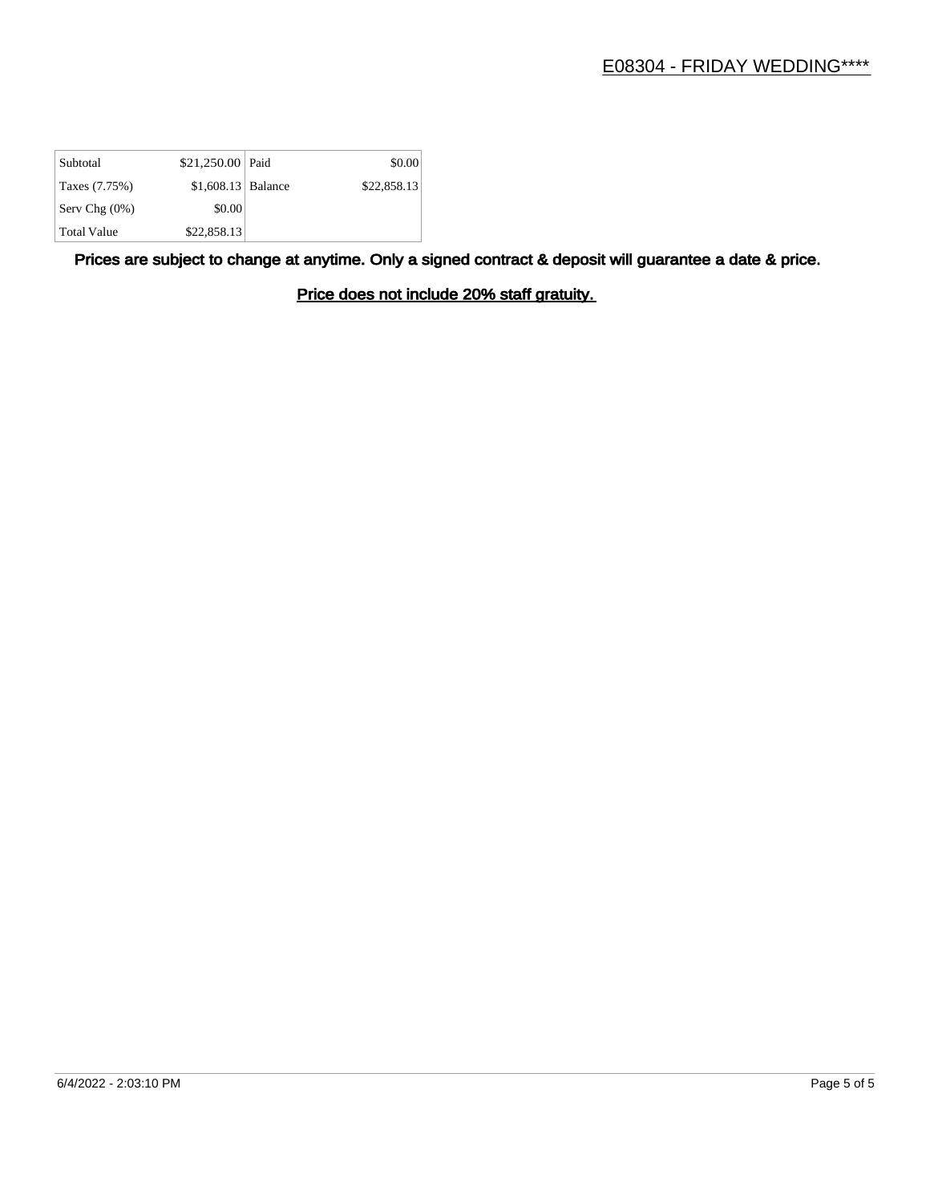| | | | |
|---|---|---|---|
| Subtotal | $21,250.00 | Paid | $0.00 |
| Taxes (7.75%) | $1,608.13 | Balance | $22,858.13 |
| Serv Chg (0%) | $0.00 | | |
| Total Value | $22,858.13 | | |

**Prices are subject to change at anytime. Only a signed contract & deposit will guarantee a date & price.**

**Price does not include 20% staff gratuity.**